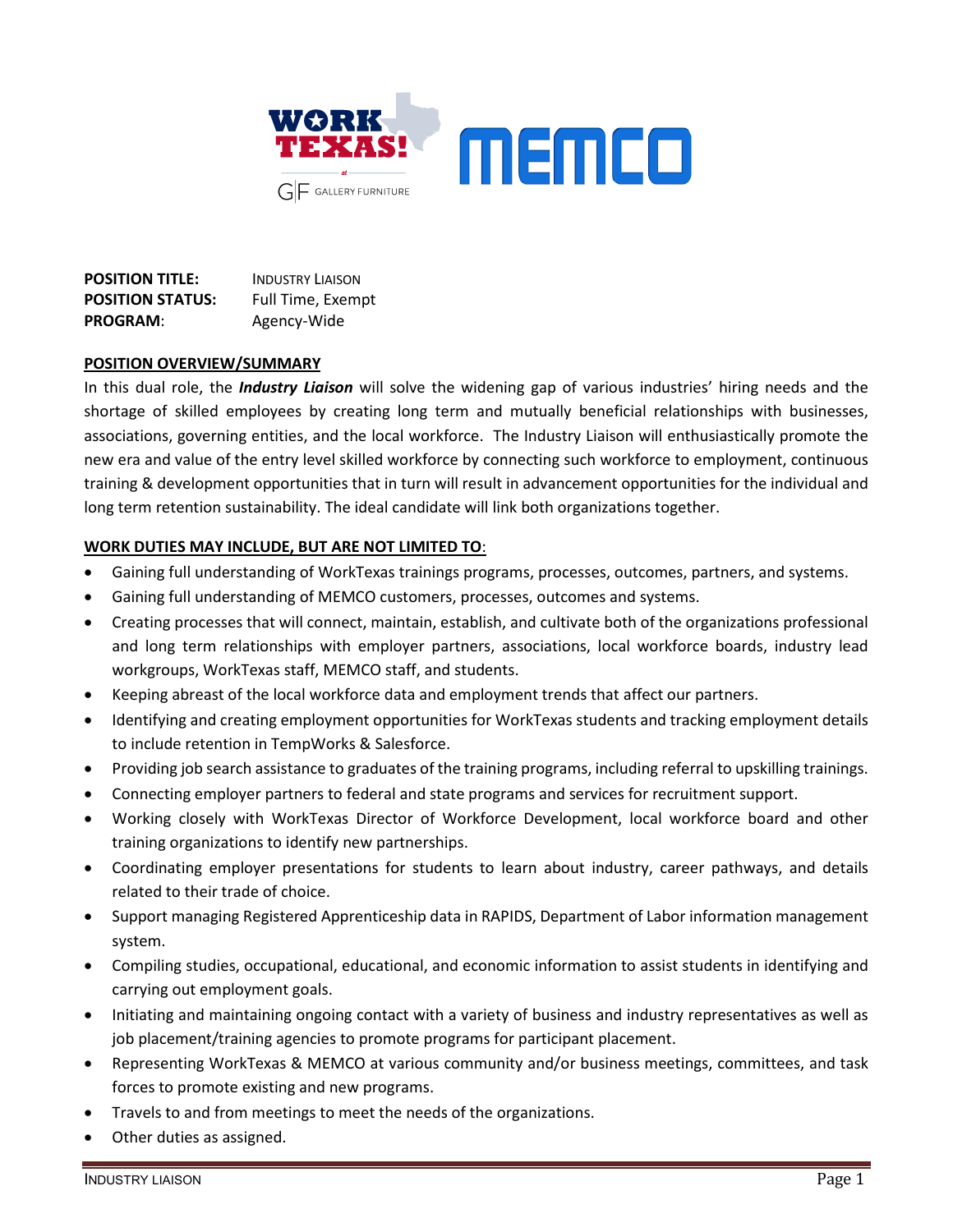**POSITION TITLE:** INDUSTRY LIAISON
**POSITION STATUS:** Full Time, Exempt
**PROGRAM**: Agency-Wide

**POSITION OVERVIEW/SUMMARY**

In this dual role, the ***Industry Liaison*** will solve the widening gap of various industries' hiring needs and the shortage of skilled employees by creating long term and mutually beneficial relationships with businesses, associations, governing entities, and the local workforce. The Industry Liaison will enthusiastically promote the new era and value of the entry level skilled workforce by connecting such workforce to employment, continuous training & development opportunities that in turn will result in advancement opportunities for the individual and long term retention sustainability. The ideal candidate will link both organizations together.

**WORK DUTIES MAY INCLUDE, BUT ARE NOT LIMITED TO**:

- Gaining full understanding of WorkTexas trainings programs, processes, outcomes, partners, and systems.
- Gaining full understanding of MEMCO customers, processes, outcomes and systems.
- Creating processes that will connect, maintain, establish, and cultivate both of the organizations professional and long term relationships with employer partners, associations, local workforce boards, industry lead workgroups, WorkTexas staff, MEMCO staff, and students.
- Keeping abreast of the local workforce data and employment trends that affect our partners.
- Identifying and creating employment opportunities for WorkTexas students and tracking employment details to include retention in TempWorks & Salesforce.
- Providing job search assistance to graduates of the training programs, including referral to upskilling trainings.
- Connecting employer partners to federal and state programs and services for recruitment support.
- Working closely with WorkTexas Director of Workforce Development, local workforce board and other training organizations to identify new partnerships.
- Coordinating employer presentations for students to learn about industry, career pathways, and details related to their trade of choice.
- Support managing Registered Apprenticeship data in RAPIDS, Department of Labor information management system.
- Compiling studies, occupational, educational, and economic information to assist students in identifying and carrying out employment goals.
- Initiating and maintaining ongoing contact with a variety of business and industry representatives as well as job placement/training agencies to promote programs for participant placement.
- Representing WorkTexas & MEMCO at various community and/or business meetings, committees, and task forces to promote existing and new programs.
- Travels to and from meetings to meet the needs of the organizations.
- Other duties as assigned.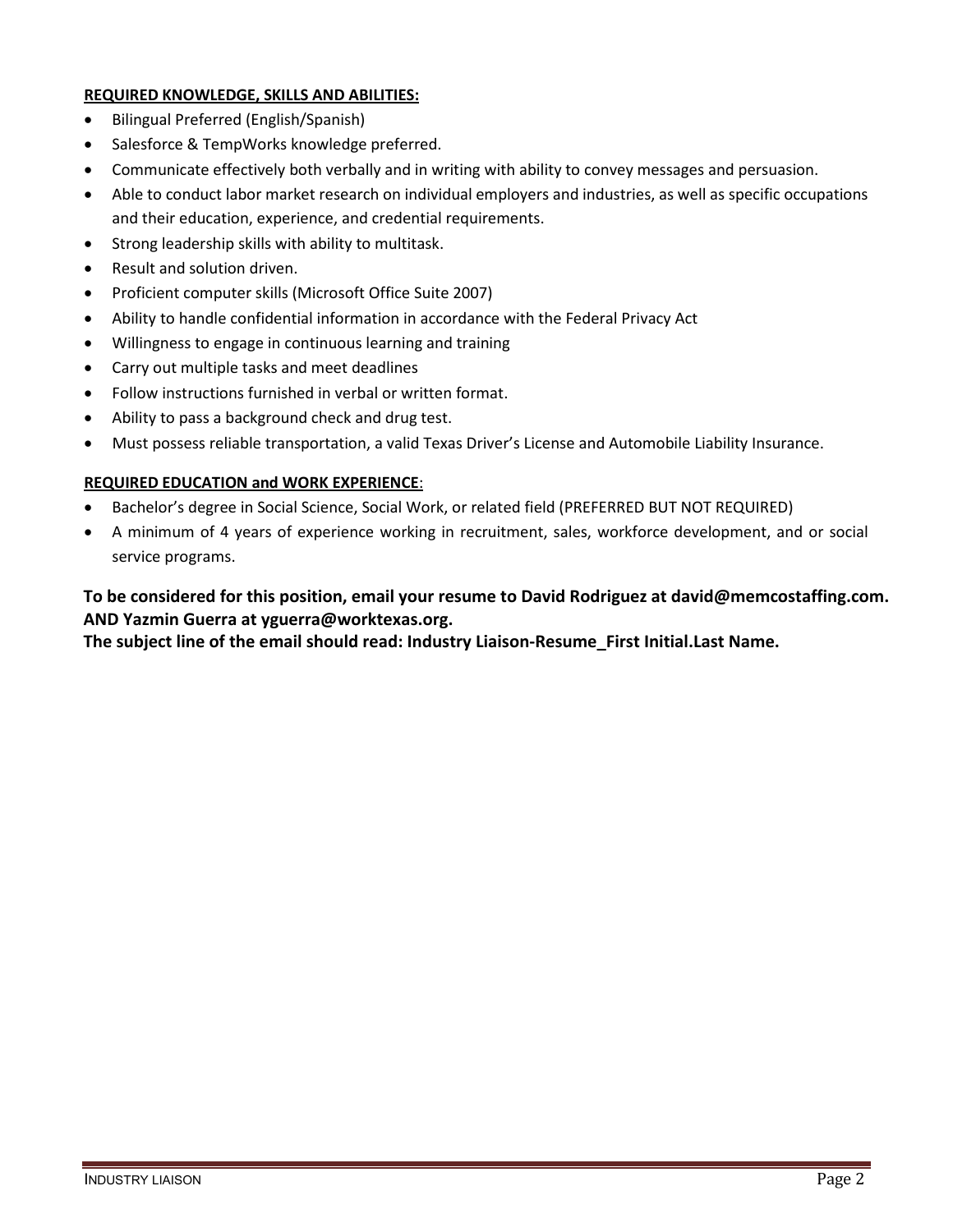**REQUIRED KNOWLEDGE, SKILLS AND ABILITIES:**

- Bilingual Preferred (English/Spanish)
- Salesforce & TempWorks knowledge preferred.
- Communicate effectively both verbally and in writing with ability to convey messages and persuasion.
- Able to conduct labor market research on individual employers and industries, as well as specific occupations and their education, experience, and credential requirements.
- Strong leadership skills with ability to multitask.
- Result and solution driven.
- Proficient computer skills (Microsoft Office Suite 2007)
- Ability to handle confidential information in accordance with the Federal Privacy Act
- Willingness to engage in continuous learning and training
- Carry out multiple tasks and meet deadlines
- Follow instructions furnished in verbal or written format.
- Ability to pass a background check and drug test.
- Must possess reliable transportation, a valid Texas Driver's License and Automobile Liability Insurance.

**REQUIRED EDUCATION and WORK EXPERIENCE**:

- Bachelor's degree in Social Science, Social Work, or related field (PREFERRED BUT NOT REQUIRED)
- A minimum of 4 years of experience working in recruitment, sales, workforce development, and or social service programs.

**To be considered for this position, email your resume to David Rodriguez at david@memcostaffing.com. AND Yazmin Guerra at yguerra@worktexas.org.**
**The subject line of the email should read: Industry Liaison-Resume_First Initial.Last Name.**